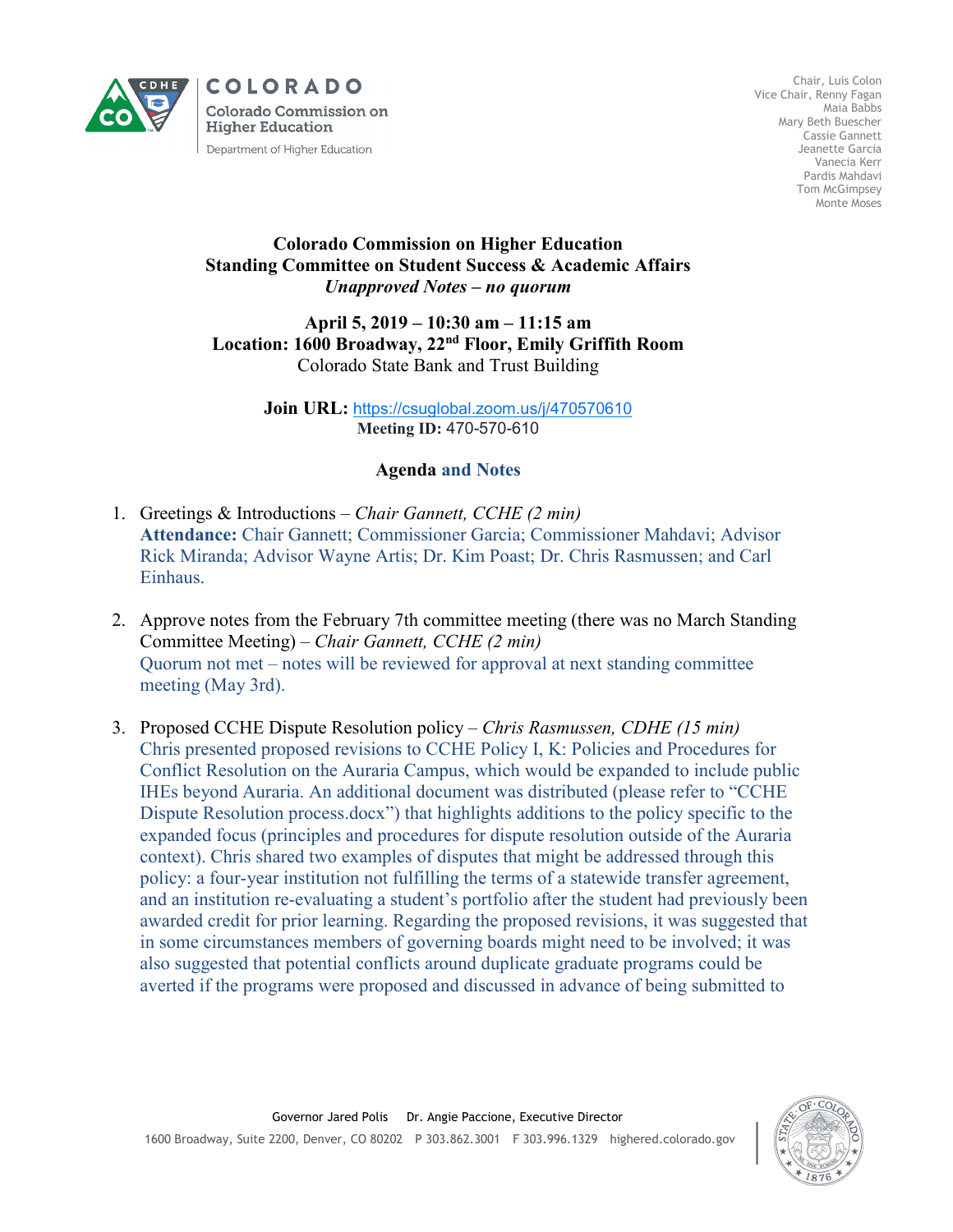COLORADO

Colorado Commission on Higher Education

Department of Higher Education

Chair, Luis Colon
Vice Chair, Renny Fagan
Maia Babbs
Mary Beth Buescher
Cassie Gannett
Jeanette Garcia
Vanecia Kerr
Pardis Mahdavi
Tom McGimpsey
Monte Moses

# Colorado Commission on Higher Education
## Standing Committee on Student Success & Academic Affairs
### *Unapproved Notes – no quorum*

**April 5, 2019 – 10:30 am – 11:15 am**
**Location: 1600 Broadway, 22nd Floor, Emily Griffith Room**
Colorado State Bank and Trust Building

**Join URL:** https://csuglobal.zoom.us/j/470570610
**Meeting ID:** 470-570-610

**Agenda and Notes**

1. Greetings & Introductions – *Chair Gannett, CCHE (2 min)*
   **Attendance:** Chair Gannett; Commissioner Garcia; Commissioner Mahdavi; Advisor Rick Miranda; Advisor Wayne Artis; Dr. Kim Poast; Dr. Chris Rasmussen; and Carl Einhaus.

2. Approve notes from the February 7th committee meeting (there was no March Standing Committee Meeting) – *Chair Gannett, CCHE (2 min)*
   Quorum not met – notes will be reviewed for approval at next standing committee meeting (May 3rd).

3. Proposed CCHE Dispute Resolution policy – *Chris Rasmussen, CDHE (15 min)*
   Chris presented proposed revisions to CCHE Policy I, K: Policies and Procedures for Conflict Resolution on the Auraria Campus, which would be expanded to include public IHEs beyond Auraria. An additional document was distributed (please refer to "CCHE Dispute Resolution process.docx") that highlights additions to the policy specific to the expanded focus (principles and procedures for dispute resolution outside of the Auraria context). Chris shared two examples of disputes that might be addressed through this policy: a four-year institution not fulfilling the terms of a statewide transfer agreement, and an institution re-evaluating a student's portfolio after the student had previously been awarded credit for prior learning. Regarding the proposed revisions, it was suggested that in some circumstances members of governing boards might need to be involved; it was also suggested that potential conflicts around duplicate graduate programs could be averted if the programs were proposed and discussed in advance of being submitted to

Governor Jared Polis Dr. Angie Paccione, Executive Director
1600 Broadway, Suite 2200, Denver, CO 80202 P 303.862.3001 F 303.996.1329 highered.colorado.gov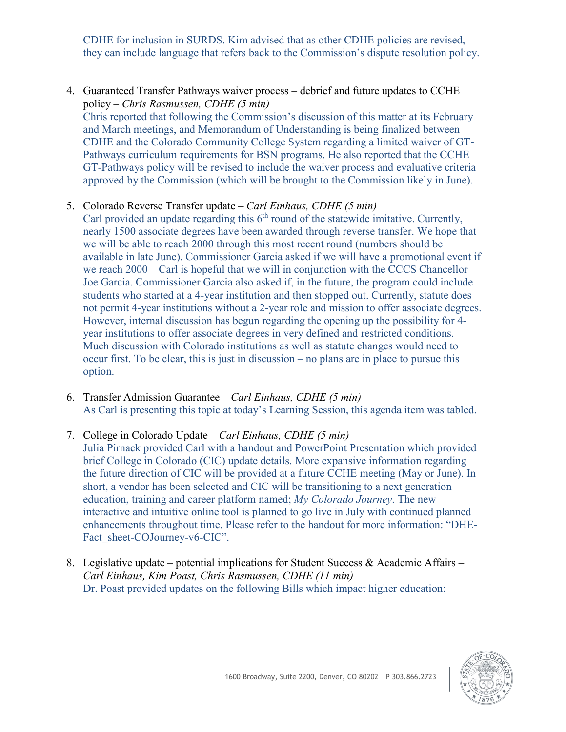CDHE for inclusion in SURDS. Kim advised that as other CDHE policies are revised, they can include language that refers back to the Commission's dispute resolution policy.

4. Guaranteed Transfer Pathways waiver process – debrief and future updates to CCHE policy – *Chris Rasmussen, CDHE (5 min)*
   Chris reported that following the Commission's discussion of this matter at its February and March meetings, and Memorandum of Understanding is being finalized between CDHE and the Colorado Community College System regarding a limited waiver of GT-Pathways curriculum requirements for BSN programs. He also reported that the CCHE GT-Pathways policy will be revised to include the waiver process and evaluative criteria approved by the Commission (which will be brought to the Commission likely in June).

5. Colorado Reverse Transfer update – *Carl Einhaus, CDHE (5 min)*
   Carl provided an update regarding this 6th round of the statewide imitative. Currently, nearly 1500 associate degrees have been awarded through reverse transfer. We hope that we will be able to reach 2000 through this most recent round (numbers should be available in late June). Commissioner Garcia asked if we will have a promotional event if we reach 2000 – Carl is hopeful that we will in conjunction with the CCCS Chancellor Joe Garcia. Commissioner Garcia also asked if, in the future, the program could include students who started at a 4-year institution and then stopped out. Currently, statute does not permit 4-year institutions without a 2-year role and mission to offer associate degrees. However, internal discussion has begun regarding the opening up the possibility for 4-year institutions to offer associate degrees in very defined and restricted conditions. Much discussion with Colorado institutions as well as statute changes would need to occur first. To be clear, this is just in discussion – no plans are in place to pursue this option.

6. Transfer Admission Guarantee – *Carl Einhaus, CDHE (5 min)*
   As Carl is presenting this topic at today's Learning Session, this agenda item was tabled.

7. College in Colorado Update – *Carl Einhaus, CDHE (5 min)*
   Julia Pirnack provided Carl with a handout and PowerPoint Presentation which provided brief College in Colorado (CIC) update details. More expansive information regarding the future direction of CIC will be provided at a future CCHE meeting (May or June). In short, a vendor has been selected and CIC will be transitioning to a next generation education, training and career platform named; *My Colorado Journey*. The new interactive and intuitive online tool is planned to go live in July with continued planned enhancements throughout time. Please refer to the handout for more information: "DHE-Fact_sheet-COJourney-v6-CIC".

8. Legislative update – potential implications for Student Success & Academic Affairs – *Carl Einhaus, Kim Poast, Chris Rasmussen, CDHE (11 min)*
   Dr. Poast provided updates on the following Bills which impact higher education: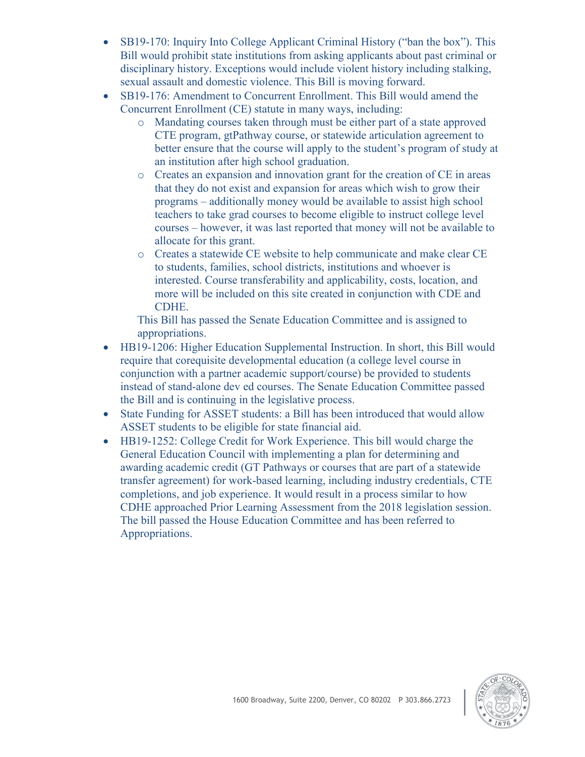- SB19-170: Inquiry Into College Applicant Criminal History ("ban the box"). This Bill would prohibit state institutions from asking applicants about past criminal or disciplinary history. Exceptions would include violent history including stalking, sexual assault and domestic violence. This Bill is moving forward.
- SB19-176: Amendment to Concurrent Enrollment. This Bill would amend the Concurrent Enrollment (CE) statute in many ways, including:
  - Mandating courses taken through must be either part of a state approved CTE program, gtPathway course, or statewide articulation agreement to better ensure that the course will apply to the student's program of study at an institution after high school graduation.
  - Creates an expansion and innovation grant for the creation of CE in areas that they do not exist and expansion for areas which wish to grow their programs – additionally money would be available to assist high school teachers to take grad courses to become eligible to instruct college level courses – however, it was last reported that money will not be available to allocate for this grant.
  - Creates a statewide CE website to help communicate and make clear CE to students, families, school districts, institutions and whoever is interested. Course transferability and applicability, costs, location, and more will be included on this site created in conjunction with CDE and CDHE.

  This Bill has passed the Senate Education Committee and is assigned to appropriations.
- HB19-1206: Higher Education Supplemental Instruction. In short, this Bill would require that corequisite developmental education (a college level course in conjunction with a partner academic support/course) be provided to students instead of stand-alone dev ed courses. The Senate Education Committee passed the Bill and is continuing in the legislative process.
- State Funding for ASSET students: a Bill has been introduced that would allow ASSET students to be eligible for state financial aid.
- HB19-1252: College Credit for Work Experience. This bill would charge the General Education Council with implementing a plan for determining and awarding academic credit (GT Pathways or courses that are part of a statewide transfer agreement) for work-based learning, including industry credentials, CTE completions, and job experience. It would result in a process similar to how CDHE approached Prior Learning Assessment from the 2018 legislation session. The bill passed the House Education Committee and has been referred to Appropriations.